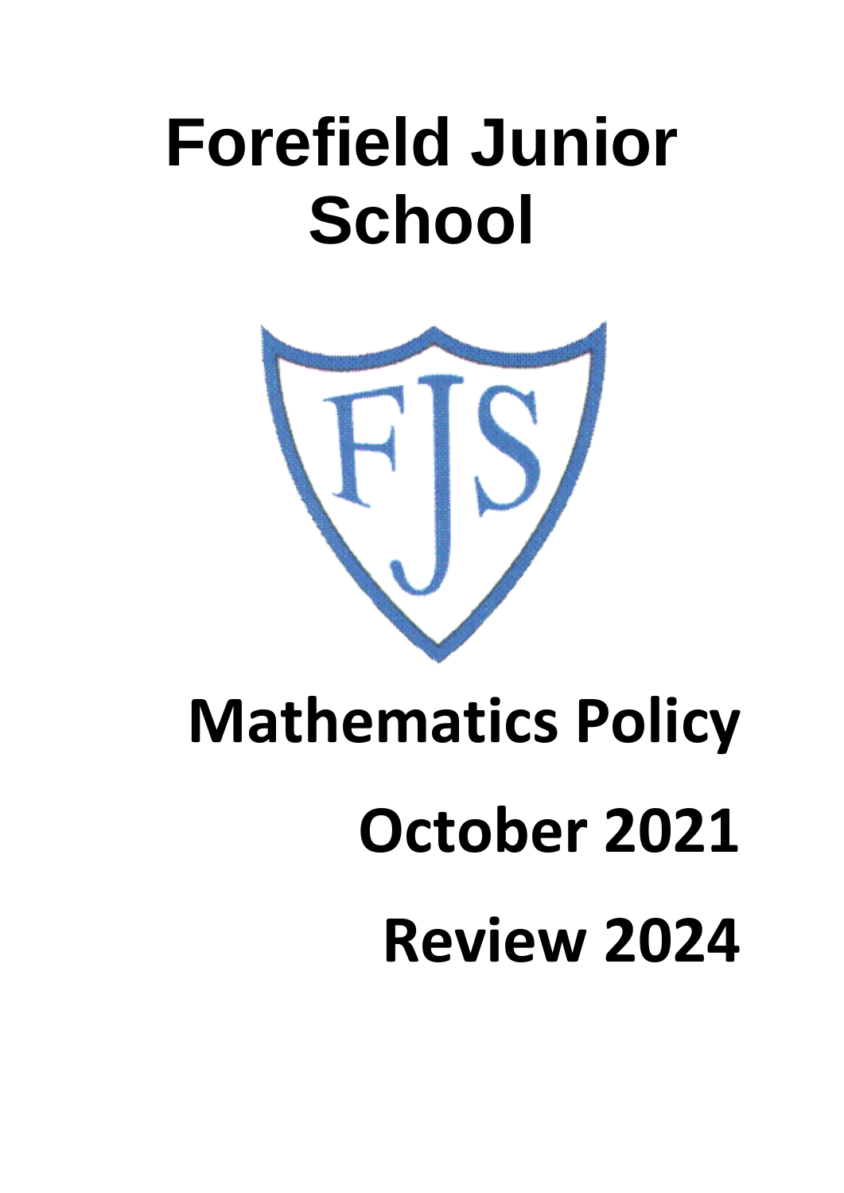# Forefield Junior School

# Mathematics Policy

## October 2021

## Review 2024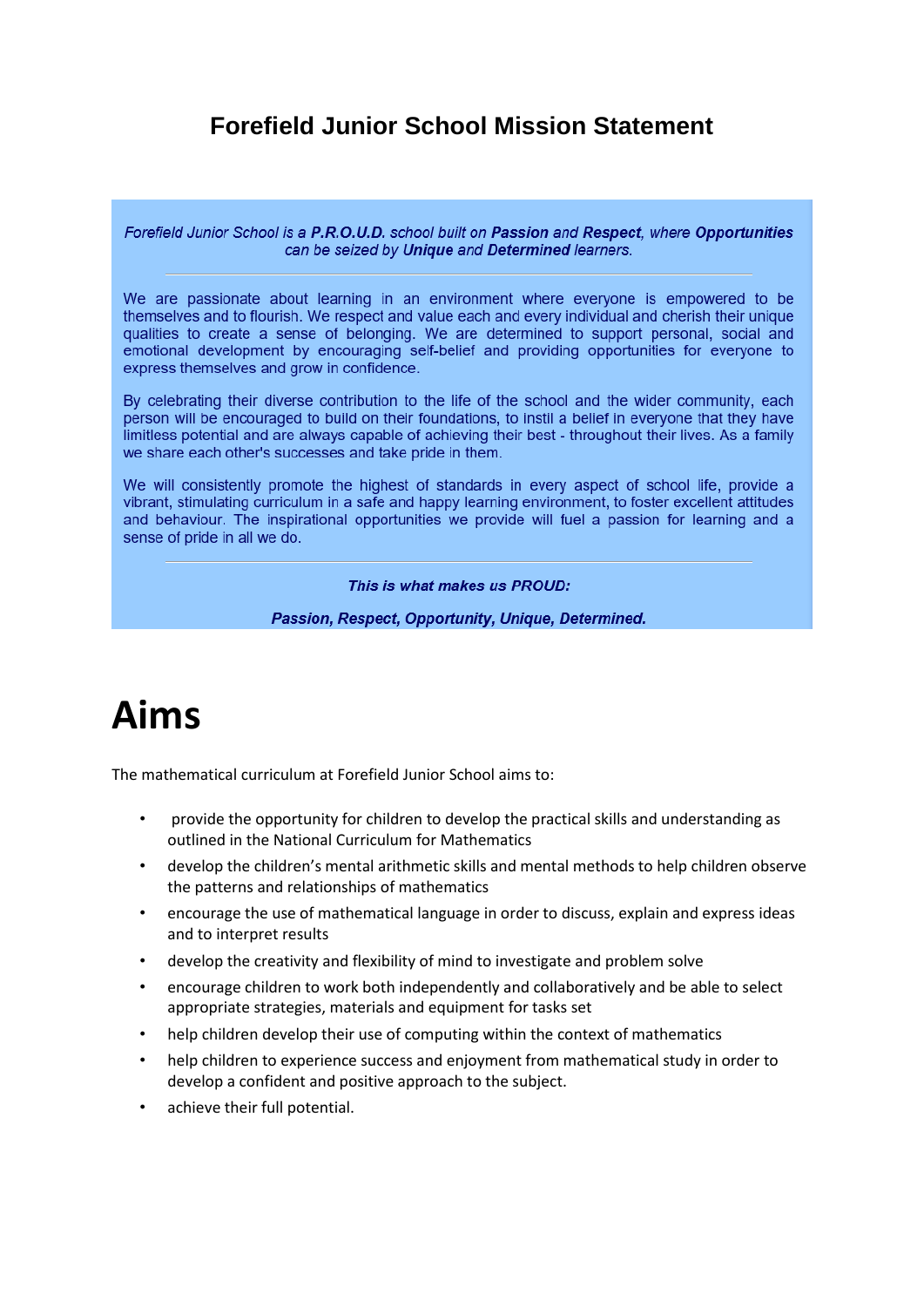## Forefield Junior School Mission Statement

*Forefield Junior School is a **P.R.O.U.D.** school built on **Passion** and **Respect**, where **Opportunities** can be seized by **Unique** and **Determined** learners.*

---

We are passionate about learning in an environment where everyone is empowered to be themselves and to flourish. We respect and value each and every individual and cherish their unique qualities to create a sense of belonging. We are determined to support personal, social and emotional development by encouraging self-belief and providing opportunities for everyone to express themselves and grow in confidence.

By celebrating their diverse contribution to the life of the school and the wider community, each person will be encouraged to build on their foundations, to instil a belief in everyone that they have limitless potential and are always capable of achieving their best - throughout their lives. As a family we share each other's successes and take pride in them.

We will consistently promote the highest of standards in every aspect of school life, provide a vibrant, stimulating curriculum in a safe and happy learning environment, to foster excellent attitudes and behaviour. The inspirational opportunities we provide will fuel a passion for learning and a sense of pride in all we do.

---

***This is what makes us PROUD:***

***Passion, Respect, Opportunity, Unique, Determined.***

# Aims

The mathematical curriculum at Forefield Junior School aims to:

- provide the opportunity for children to develop the practical skills and understanding as outlined in the National Curriculum for Mathematics
- develop the children's mental arithmetic skills and mental methods to help children observe the patterns and relationships of mathematics
- encourage the use of mathematical language in order to discuss, explain and express ideas and to interpret results
- develop the creativity and flexibility of mind to investigate and problem solve
- encourage children to work both independently and collaboratively and be able to select appropriate strategies, materials and equipment for tasks set
- help children develop their use of computing within the context of mathematics
- help children to experience success and enjoyment from mathematical study in order to develop a confident and positive approach to the subject.
- achieve their full potential.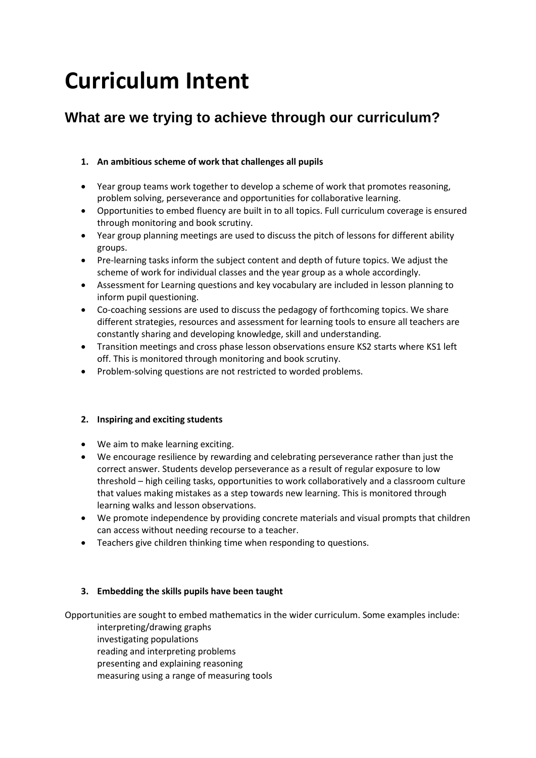# Curriculum Intent

## What are we trying to achieve through our curriculum?

1. **An ambitious scheme of work that challenges all pupils**

- Year group teams work together to develop a scheme of work that promotes reasoning, problem solving, perseverance and opportunities for collaborative learning.
- Opportunities to embed fluency are built in to all topics. Full curriculum coverage is ensured through monitoring and book scrutiny.
- Year group planning meetings are used to discuss the pitch of lessons for different ability groups.
- Pre-learning tasks inform the subject content and depth of future topics. We adjust the scheme of work for individual classes and the year group as a whole accordingly.
- Assessment for Learning questions and key vocabulary are included in lesson planning to inform pupil questioning.
- Co-coaching sessions are used to discuss the pedagogy of forthcoming topics. We share different strategies, resources and assessment for learning tools to ensure all teachers are constantly sharing and developing knowledge, skill and understanding.
- Transition meetings and cross phase lesson observations ensure KS2 starts where KS1 left off. This is monitored through monitoring and book scrutiny.
- Problem-solving questions are not restricted to worded problems.

2. **Inspiring and exciting students**

- We aim to make learning exciting.
- We encourage resilience by rewarding and celebrating perseverance rather than just the correct answer. Students develop perseverance as a result of regular exposure to low threshold – high ceiling tasks, opportunities to work collaboratively and a classroom culture that values making mistakes as a step towards new learning. This is monitored through learning walks and lesson observations.
- We promote independence by providing concrete materials and visual prompts that children can access without needing recourse to a teacher.
- Teachers give children thinking time when responding to questions.

3. **Embedding the skills pupils have been taught**

Opportunities are sought to embed mathematics in the wider curriculum. Some examples include:

interpreting/drawing graphs
investigating populations
reading and interpreting problems
presenting and explaining reasoning
measuring using a range of measuring tools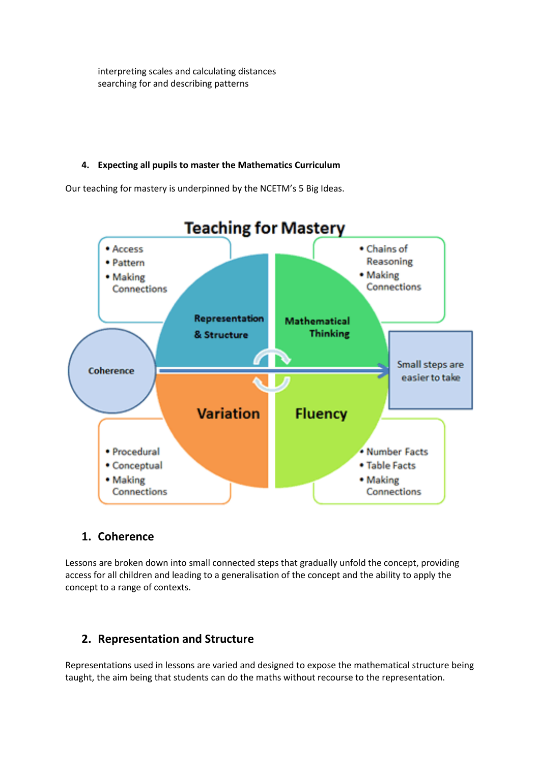interpreting scales and calculating distances
searching for and describing patterns

4. **Expecting all pupils to master the Mathematics Curriculum**

Our teaching for mastery is underpinned by the NCETM's 5 Big Ideas.

**Teaching for Mastery**

- Access
- Pattern
- Making Connections

Representation & Structure

- Chains of Reasoning
- Making Connections

Mathematical Thinking

Coherence

Small steps are easier to take

Variation

- Procedural
- Conceptual
- Making Connections

Fluency

- Number Facts
- Table Facts
- Making Connections

## 1. Coherence

Lessons are broken down into small connected steps that gradually unfold the concept, providing access for all children and leading to a generalisation of the concept and the ability to apply the concept to a range of contexts.

## 2. Representation and Structure

Representations used in lessons are varied and designed to expose the mathematical structure being taught, the aim being that students can do the maths without recourse to the representation.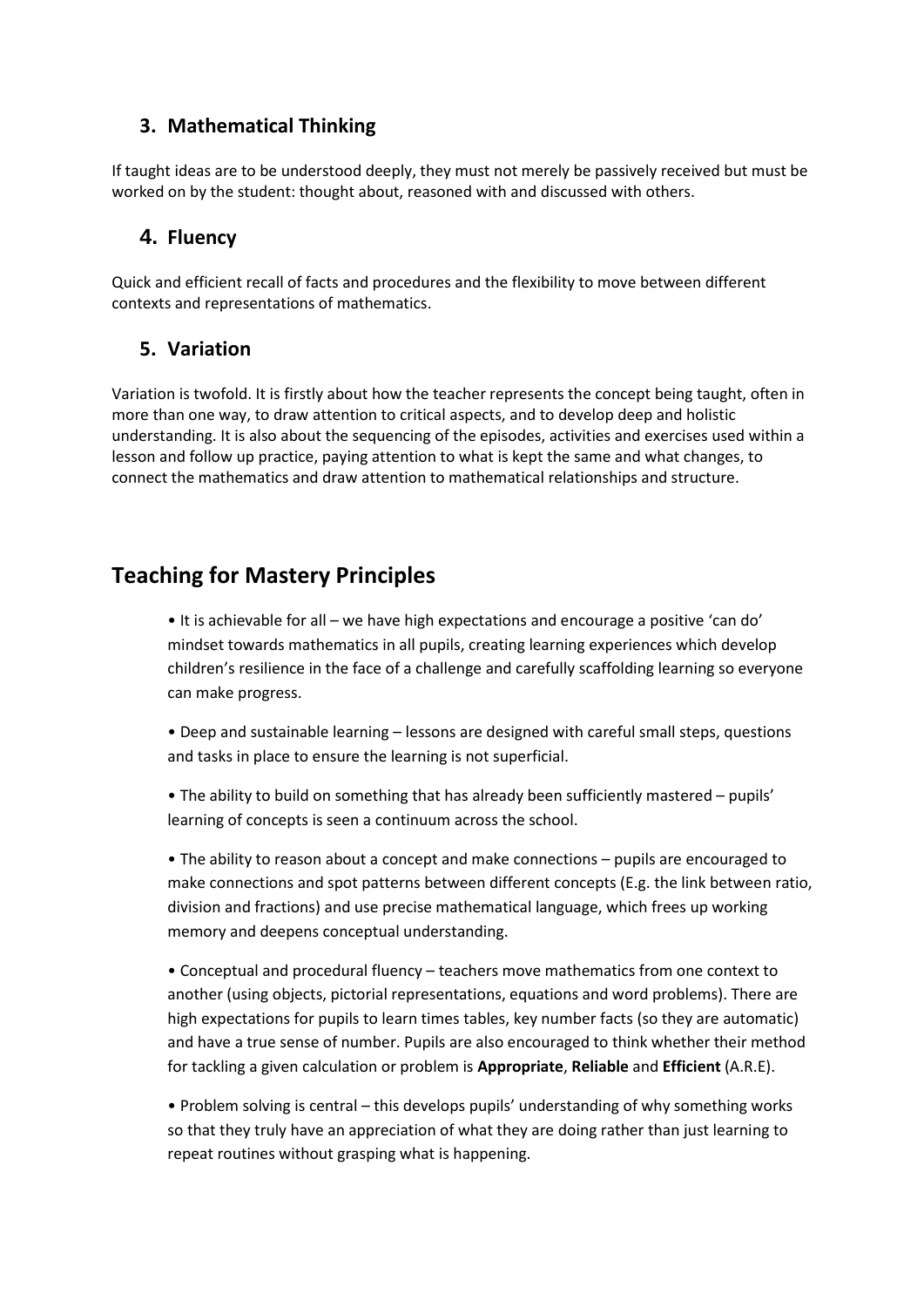### 3. Mathematical Thinking

If taught ideas are to be understood deeply, they must not merely be passively received but must be worked on by the student: thought about, reasoned with and discussed with others.

### 4. Fluency

Quick and efficient recall of facts and procedures and the flexibility to move between different contexts and representations of mathematics.

### 5. Variation

Variation is twofold. It is firstly about how the teacher represents the concept being taught, often in more than one way, to draw attention to critical aspects, and to develop deep and holistic understanding. It is also about the sequencing of the episodes, activities and exercises used within a lesson and follow up practice, paying attention to what is kept the same and what changes, to connect the mathematics and draw attention to mathematical relationships and structure.

## Teaching for Mastery Principles

- It is achievable for all – we have high expectations and encourage a positive 'can do' mindset towards mathematics in all pupils, creating learning experiences which develop children's resilience in the face of a challenge and carefully scaffolding learning so everyone can make progress.

- Deep and sustainable learning – lessons are designed with careful small steps, questions and tasks in place to ensure the learning is not superficial.

- The ability to build on something that has already been sufficiently mastered – pupils' learning of concepts is seen a continuum across the school.

- The ability to reason about a concept and make connections – pupils are encouraged to make connections and spot patterns between different concepts (E.g. the link between ratio, division and fractions) and use precise mathematical language, which frees up working memory and deepens conceptual understanding.

- Conceptual and procedural fluency – teachers move mathematics from one context to another (using objects, pictorial representations, equations and word problems). There are high expectations for pupils to learn times tables, key number facts (so they are automatic) and have a true sense of number. Pupils are also encouraged to think whether their method for tackling a given calculation or problem is **Appropriate**, **Reliable** and **Efficient** (A.R.E).

- Problem solving is central – this develops pupils' understanding of why something works so that they truly have an appreciation of what they are doing rather than just learning to repeat routines without grasping what is happening.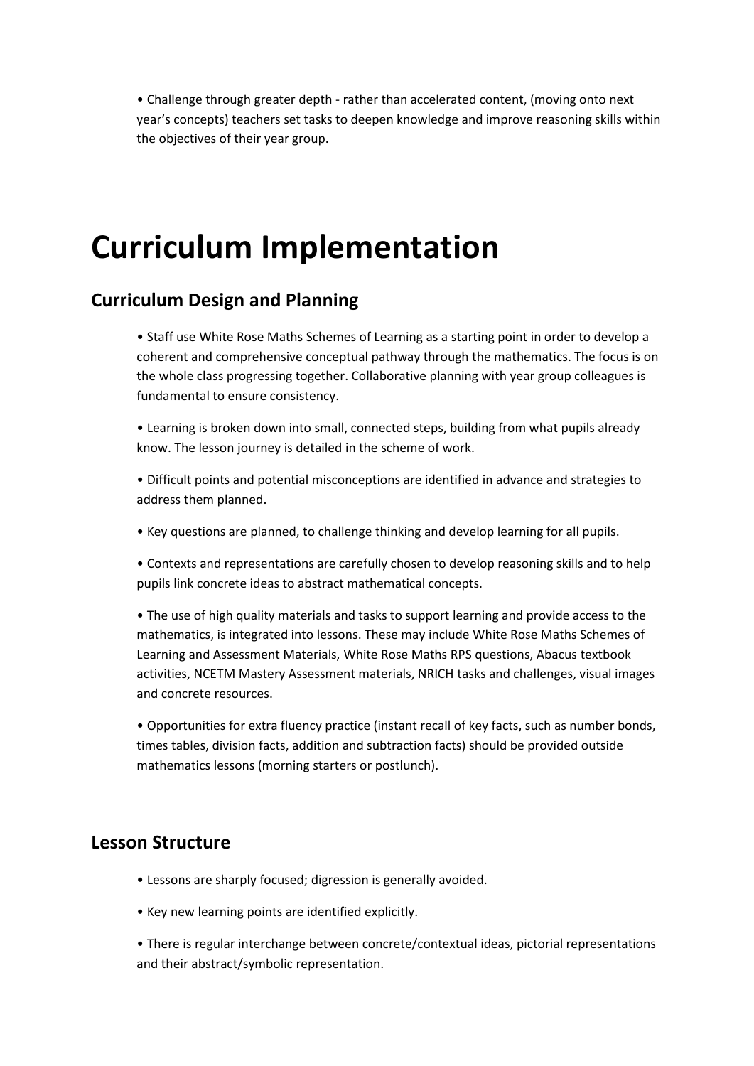• Challenge through greater depth - rather than accelerated content, (moving onto next year's concepts) teachers set tasks to deepen knowledge and improve reasoning skills within the objectives of their year group.

# Curriculum Implementation

## Curriculum Design and Planning

• Staff use White Rose Maths Schemes of Learning as a starting point in order to develop a coherent and comprehensive conceptual pathway through the mathematics. The focus is on the whole class progressing together. Collaborative planning with year group colleagues is fundamental to ensure consistency.

• Learning is broken down into small, connected steps, building from what pupils already know. The lesson journey is detailed in the scheme of work.

• Difficult points and potential misconceptions are identified in advance and strategies to address them planned.

• Key questions are planned, to challenge thinking and develop learning for all pupils.

• Contexts and representations are carefully chosen to develop reasoning skills and to help pupils link concrete ideas to abstract mathematical concepts.

• The use of high quality materials and tasks to support learning and provide access to the mathematics, is integrated into lessons. These may include White Rose Maths Schemes of Learning and Assessment Materials, White Rose Maths RPS questions, Abacus textbook activities, NCETM Mastery Assessment materials, NRICH tasks and challenges, visual images and concrete resources.

• Opportunities for extra fluency practice (instant recall of key facts, such as number bonds, times tables, division facts, addition and subtraction facts) should be provided outside mathematics lessons (morning starters or postlunch).

## Lesson Structure

• Lessons are sharply focused; digression is generally avoided.

• Key new learning points are identified explicitly.

• There is regular interchange between concrete/contextual ideas, pictorial representations and their abstract/symbolic representation.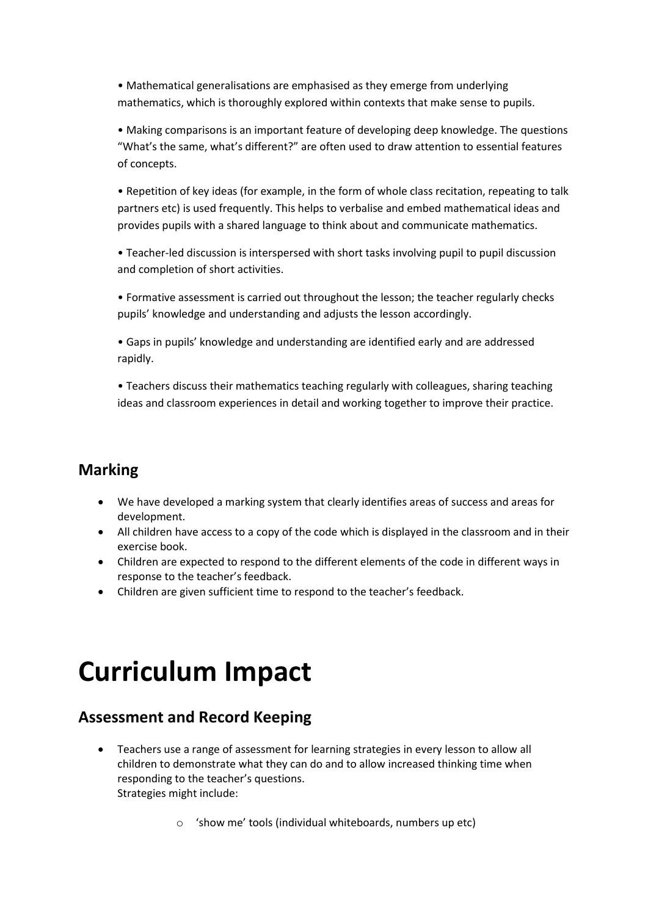• Mathematical generalisations are emphasised as they emerge from underlying mathematics, which is thoroughly explored within contexts that make sense to pupils.

• Making comparisons is an important feature of developing deep knowledge. The questions "What's the same, what's different?" are often used to draw attention to essential features of concepts.

• Repetition of key ideas (for example, in the form of whole class recitation, repeating to talk partners etc) is used frequently. This helps to verbalise and embed mathematical ideas and provides pupils with a shared language to think about and communicate mathematics.

• Teacher-led discussion is interspersed with short tasks involving pupil to pupil discussion and completion of short activities.

• Formative assessment is carried out throughout the lesson; the teacher regularly checks pupils' knowledge and understanding and adjusts the lesson accordingly.

• Gaps in pupils' knowledge and understanding are identified early and are addressed rapidly.

• Teachers discuss their mathematics teaching regularly with colleagues, sharing teaching ideas and classroom experiences in detail and working together to improve their practice.

## Marking

- We have developed a marking system that clearly identifies areas of success and areas for development.
- All children have access to a copy of the code which is displayed in the classroom and in their exercise book.
- Children are expected to respond to the different elements of the code in different ways in response to the teacher's feedback.
- Children are given sufficient time to respond to the teacher's feedback.

# Curriculum Impact

## Assessment and Record Keeping

- Teachers use a range of assessment for learning strategies in every lesson to allow all children to demonstrate what they can do and to allow increased thinking time when responding to the teacher's questions.
  Strategies might include:
    - 'show me' tools (individual whiteboards, numbers up etc)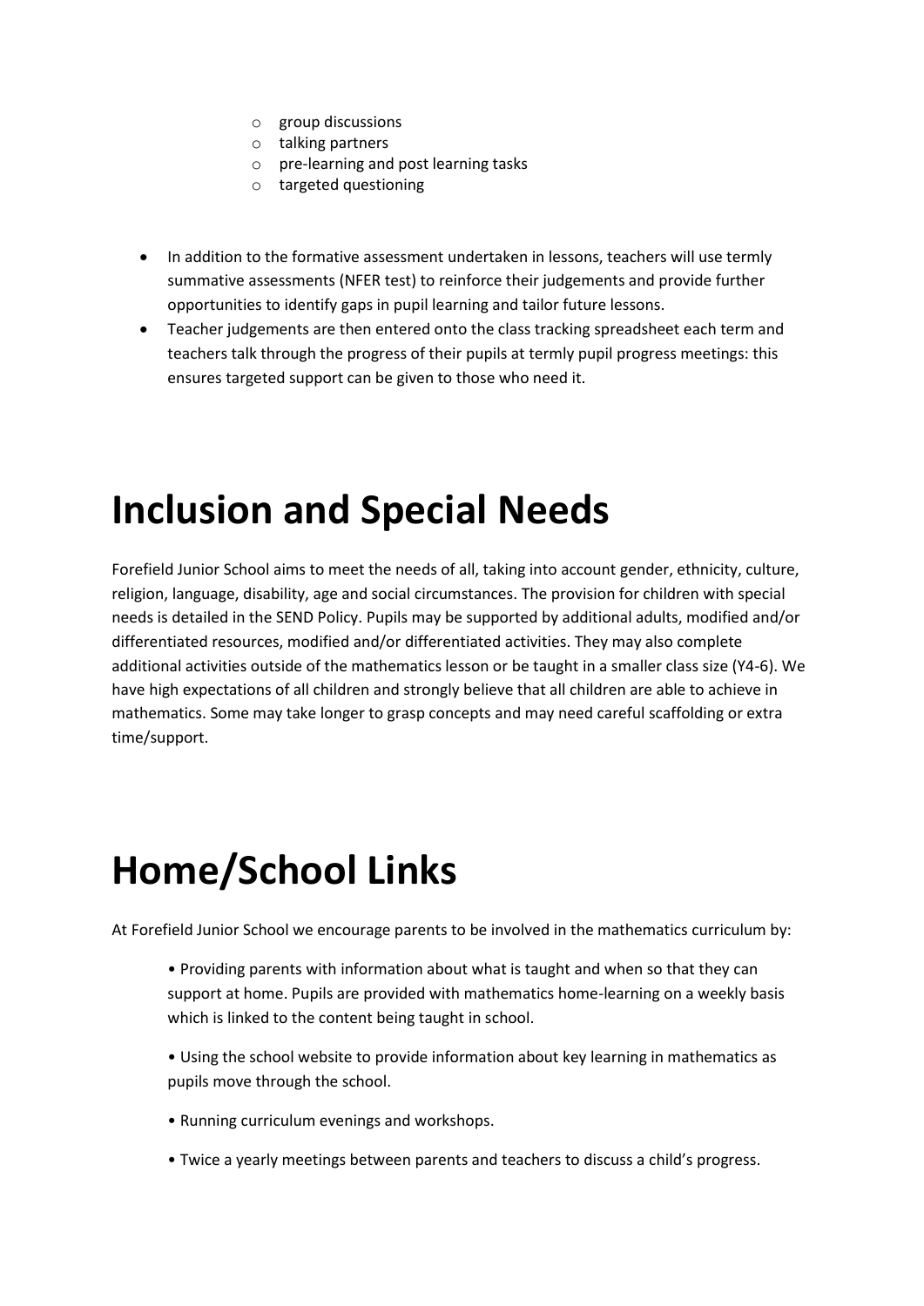- group discussions
  - talking partners
  - pre-learning and post learning tasks
  - targeted questioning

- In addition to the formative assessment undertaken in lessons, teachers will use termly summative assessments (NFER test) to reinforce their judgements and provide further opportunities to identify gaps in pupil learning and tailor future lessons.
- Teacher judgements are then entered onto the class tracking spreadsheet each term and teachers talk through the progress of their pupils at termly pupil progress meetings: this ensures targeted support can be given to those who need it.

# Inclusion and Special Needs

Forefield Junior School aims to meet the needs of all, taking into account gender, ethnicity, culture, religion, language, disability, age and social circumstances. The provision for children with special needs is detailed in the SEND Policy. Pupils may be supported by additional adults, modified and/or differentiated resources, modified and/or differentiated activities. They may also complete additional activities outside of the mathematics lesson or be taught in a smaller class size (Y4-6). We have high expectations of all children and strongly believe that all children are able to achieve in mathematics. Some may take longer to grasp concepts and may need careful scaffolding or extra time/support.

# Home/School Links

At Forefield Junior School we encourage parents to be involved in the mathematics curriculum by:

- Providing parents with information about what is taught and when so that they can support at home. Pupils are provided with mathematics home-learning on a weekly basis which is linked to the content being taught in school.
- Using the school website to provide information about key learning in mathematics as pupils move through the school.
- Running curriculum evenings and workshops.
- Twice a yearly meetings between parents and teachers to discuss a child's progress.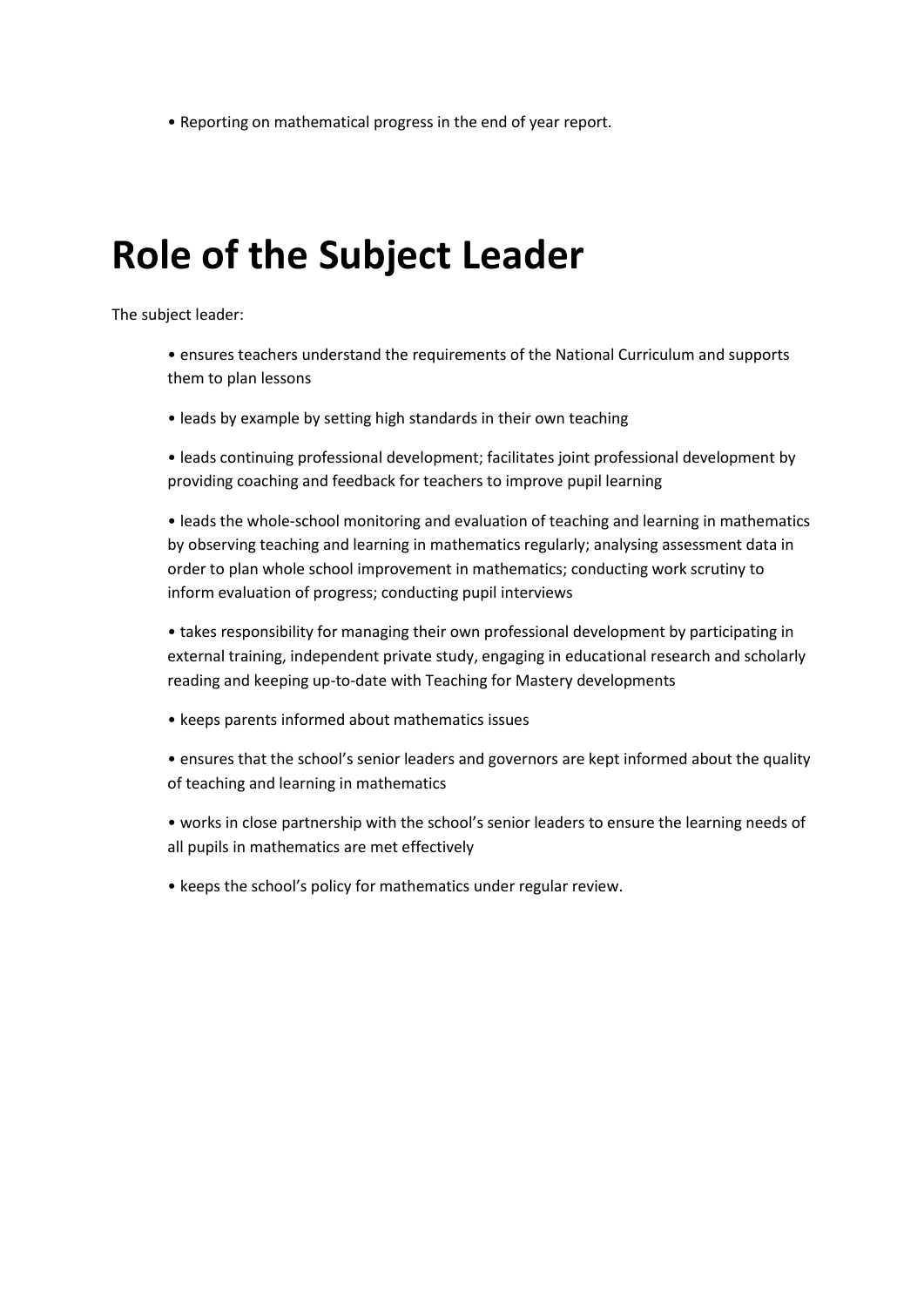- Reporting on mathematical progress in the end of year report.

# Role of the Subject Leader

The subject leader:

- ensures teachers understand the requirements of the National Curriculum and supports them to plan lessons
- leads by example by setting high standards in their own teaching
- leads continuing professional development; facilitates joint professional development by providing coaching and feedback for teachers to improve pupil learning
- leads the whole-school monitoring and evaluation of teaching and learning in mathematics by observing teaching and learning in mathematics regularly; analysing assessment data in order to plan whole school improvement in mathematics; conducting work scrutiny to inform evaluation of progress; conducting pupil interviews
- takes responsibility for managing their own professional development by participating in external training, independent private study, engaging in educational research and scholarly reading and keeping up-to-date with Teaching for Mastery developments
- keeps parents informed about mathematics issues
- ensures that the school's senior leaders and governors are kept informed about the quality of teaching and learning in mathematics
- works in close partnership with the school's senior leaders to ensure the learning needs of all pupils in mathematics are met effectively
- keeps the school's policy for mathematics under regular review.